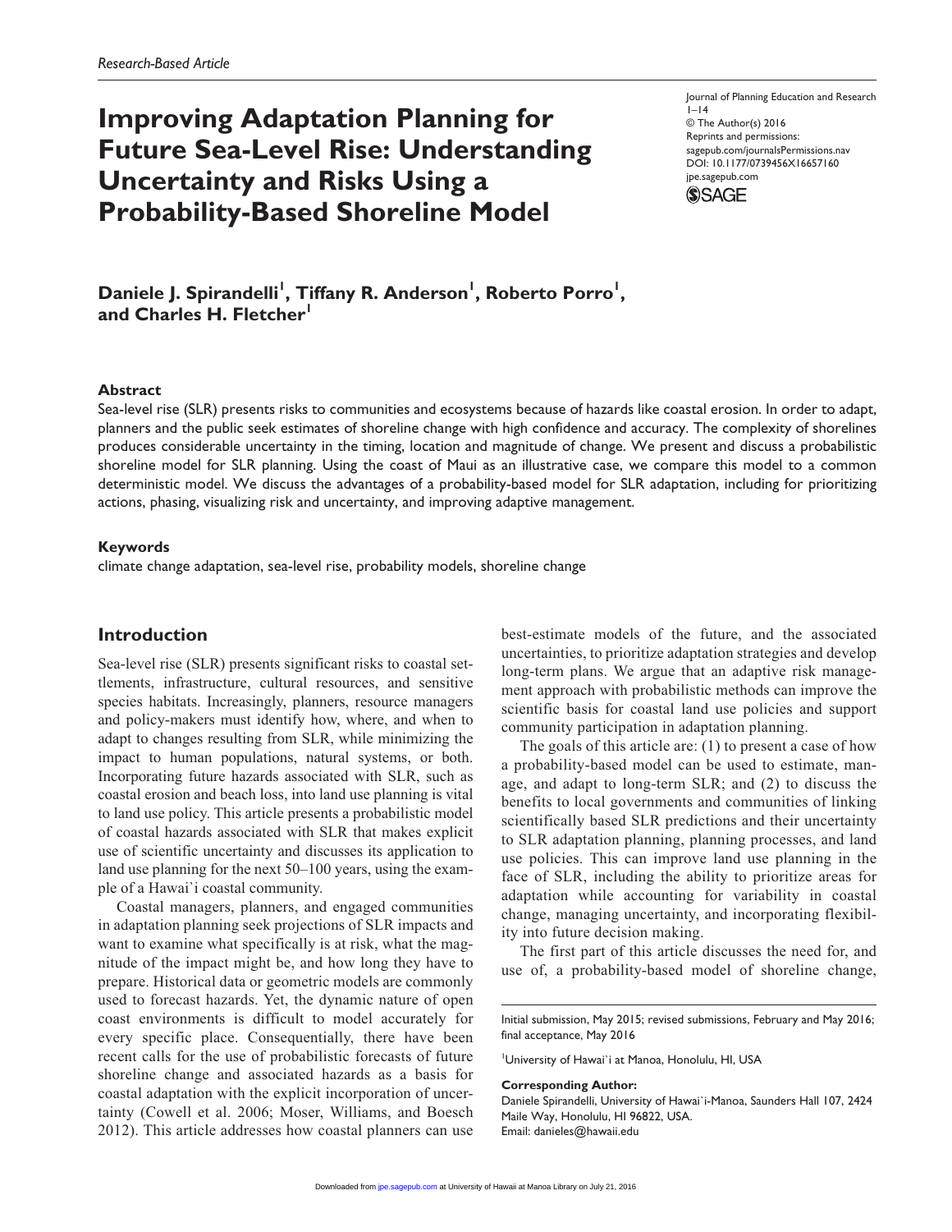*Research-Based Article*

# Improving Adaptation Planning for Future Sea-Level Rise: Understanding Uncertainty and Risks Using a Probability-Based Shoreline Model

Journal of Planning Education and Research
© The Author(s) 2016
Reprints and permissions:
sagepub.com/journalsPermissions.nav
DOI: 10.1177/0739456X16657160
jpe.sagepub.com

**Daniele J. Spirandelli[1], Tiffany R. Anderson[1], Roberto Porro[1], and Charles H. Fletcher[1]**

## Abstract

Sea-level rise (SLR) presents risks to communities and ecosystems because of hazards like coastal erosion. In order to adapt, planners and the public seek estimates of shoreline change with high confidence and accuracy. The complexity of shorelines produces considerable uncertainty in the timing, location and magnitude of change. We present and discuss a probabilistic shoreline model for SLR planning. Using the coast of Maui as an illustrative case, we compare this model to a common deterministic model. We discuss the advantages of a probability-based model for SLR adaptation, including for prioritizing actions, phasing, visualizing risk and uncertainty, and improving adaptive management.

## Keywords

climate change adaptation, sea-level rise, probability models, shoreline change

## Introduction

Sea-level rise (SLR) presents significant risks to coastal settlements, infrastructure, cultural resources, and sensitive species habitats. Increasingly, planners, resource managers and policy-makers must identify how, where, and when to adapt to changes resulting from SLR, while minimizing the impact to human populations, natural systems, or both. Incorporating future hazards associated with SLR, such as coastal erosion and beach loss, into land use planning is vital to land use policy. This article presents a probabilistic model of coastal hazards associated with SLR that makes explicit use of scientific uncertainty and discusses its application to land use planning for the next 50–100 years, using the example of a Hawai`i coastal community.

Coastal managers, planners, and engaged communities in adaptation planning seek projections of SLR impacts and want to examine what specifically is at risk, what the magnitude of the impact might be, and how long they have to prepare. Historical data or geometric models are commonly used to forecast hazards. Yet, the dynamic nature of open coast environments is difficult to model accurately for every specific place. Consequentially, there have been recent calls for the use of probabilistic forecasts of future shoreline change and associated hazards as a basis for coastal adaptation with the explicit incorporation of uncertainty (Cowell et al. 2006; Moser, Williams, and Boesch 2012). This article addresses how coastal planners can use best-estimate models of the future, and the associated uncertainties, to prioritize adaptation strategies and develop long-term plans. We argue that an adaptive risk management approach with probabilistic methods can improve the scientific basis for coastal land use policies and support community participation in adaptation planning.

The goals of this article are: (1) to present a case of how a probability-based model can be used to estimate, manage, and adapt to long-term SLR; and (2) to discuss the benefits to local governments and communities of linking scientifically based SLR predictions and their uncertainty to SLR adaptation planning, planning processes, and land use policies. This can improve land use planning in the face of SLR, including the ability to prioritize areas for adaptation while accounting for variability in coastal change, managing uncertainty, and incorporating flexibility into future decision making.

The first part of this article discusses the need for, and use of, a probability-based model of shoreline change,

---

Initial submission, May 2015; revised submissions, February and May 2016; final acceptance, May 2016

[1]University of Hawai`i at Manoa, Honolulu, HI, USA

**Corresponding Author:**
Daniele Spirandelli, University of Hawai`i-Manoa, Saunders Hall 107, 2424 Maile Way, Honolulu, HI 96822, USA.
Email: danieles@hawaii.edu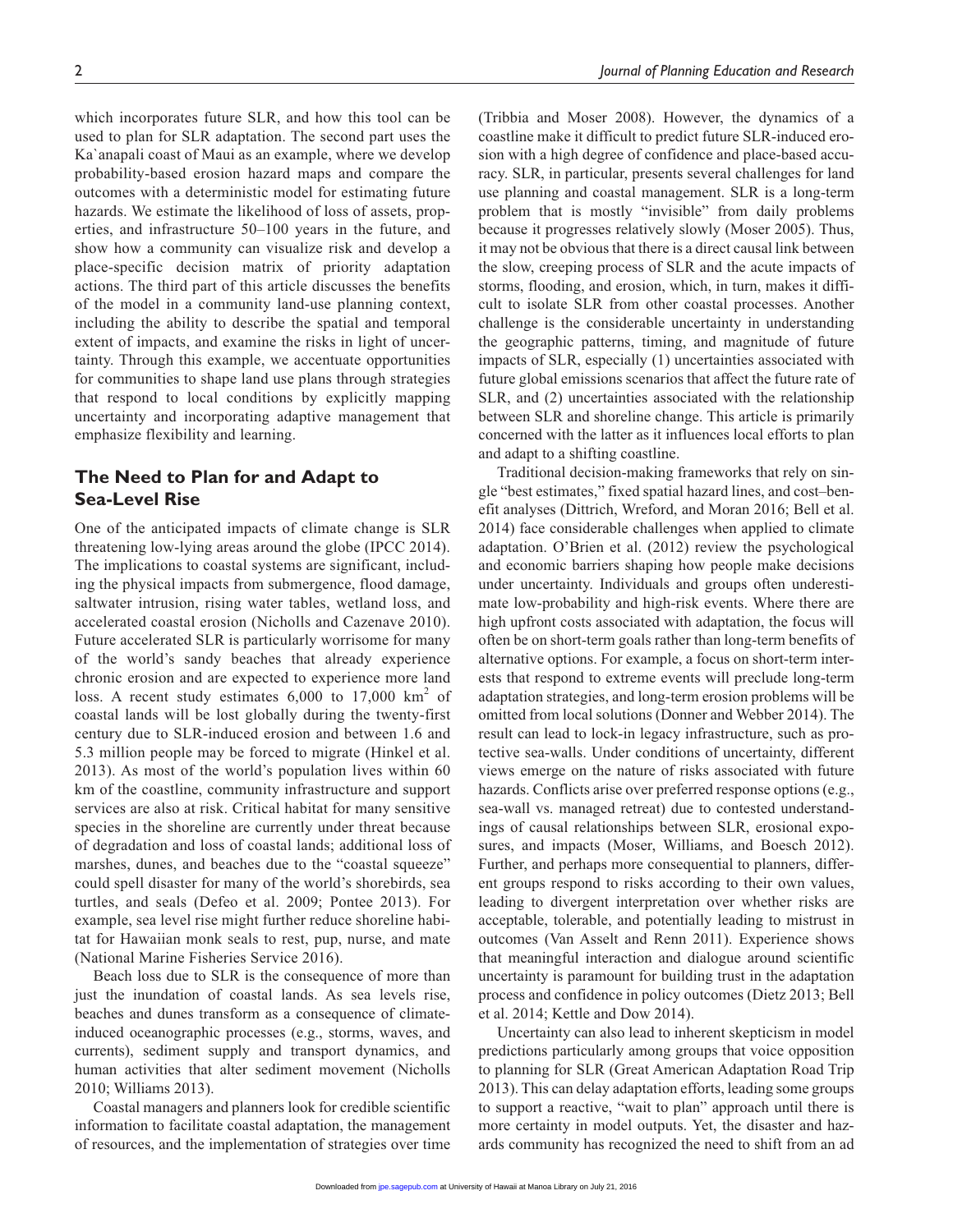which incorporates future SLR, and how this tool can be used to plan for SLR adaptation. The second part uses the Ka`anapali coast of Maui as an example, where we develop probability-based erosion hazard maps and compare the outcomes with a deterministic model for estimating future hazards. We estimate the likelihood of loss of assets, properties, and infrastructure 50–100 years in the future, and show how a community can visualize risk and develop a place-specific decision matrix of priority adaptation actions. The third part of this article discusses the benefits of the model in a community land-use planning context, including the ability to describe the spatial and temporal extent of impacts, and examine the risks in light of uncertainty. Through this example, we accentuate opportunities for communities to shape land use plans through strategies that respond to local conditions by explicitly mapping uncertainty and incorporating adaptive management that emphasize flexibility and learning.

## The Need to Plan for and Adapt to Sea-Level Rise

One of the anticipated impacts of climate change is SLR threatening low-lying areas around the globe (IPCC 2014). The implications to coastal systems are significant, including the physical impacts from submergence, flood damage, saltwater intrusion, rising water tables, wetland loss, and accelerated coastal erosion (Nicholls and Cazenave 2010). Future accelerated SLR is particularly worrisome for many of the world's sandy beaches that already experience chronic erosion and are expected to experience more land loss. A recent study estimates 6,000 to 17,000 km$^2$ of coastal lands will be lost globally during the twenty-first century due to SLR-induced erosion and between 1.6 and 5.3 million people may be forced to migrate (Hinkel et al. 2013). As most of the world's population lives within 60 km of the coastline, community infrastructure and support services are also at risk. Critical habitat for many sensitive species in the shoreline are currently under threat because of degradation and loss of coastal lands; additional loss of marshes, dunes, and beaches due to the "coastal squeeze" could spell disaster for many of the world's shorebirds, sea turtles, and seals (Defeo et al. 2009; Pontee 2013). For example, sea level rise might further reduce shoreline habitat for Hawaiian monk seals to rest, pup, nurse, and mate (National Marine Fisheries Service 2016).

Beach loss due to SLR is the consequence of more than just the inundation of coastal lands. As sea levels rise, beaches and dunes transform as a consequence of climate-induced oceanographic processes (e.g., storms, waves, and currents), sediment supply and transport dynamics, and human activities that alter sediment movement (Nicholls 2010; Williams 2013).

Coastal managers and planners look for credible scientific information to facilitate coastal adaptation, the management of resources, and the implementation of strategies over time (Tribbia and Moser 2008). However, the dynamics of a coastline make it difficult to predict future SLR-induced erosion with a high degree of confidence and place-based accuracy. SLR, in particular, presents several challenges for land use planning and coastal management. SLR is a long-term problem that is mostly "invisible" from daily problems because it progresses relatively slowly (Moser 2005). Thus, it may not be obvious that there is a direct causal link between the slow, creeping process of SLR and the acute impacts of storms, flooding, and erosion, which, in turn, makes it difficult to isolate SLR from other coastal processes. Another challenge is the considerable uncertainty in understanding the geographic patterns, timing, and magnitude of future impacts of SLR, especially (1) uncertainties associated with future global emissions scenarios that affect the future rate of SLR, and (2) uncertainties associated with the relationship between SLR and shoreline change. This article is primarily concerned with the latter as it influences local efforts to plan and adapt to a shifting coastline.

Traditional decision-making frameworks that rely on single "best estimates," fixed spatial hazard lines, and cost–benefit analyses (Dittrich, Wreford, and Moran 2016; Bell et al. 2014) face considerable challenges when applied to climate adaptation. O'Brien et al. (2012) review the psychological and economic barriers shaping how people make decisions under uncertainty. Individuals and groups often underestimate low-probability and high-risk events. Where there are high upfront costs associated with adaptation, the focus will often be on short-term goals rather than long-term benefits of alternative options. For example, a focus on short-term interests that respond to extreme events will preclude long-term adaptation strategies, and long-term erosion problems will be omitted from local solutions (Donner and Webber 2014). The result can lead to lock-in legacy infrastructure, such as protective sea-walls. Under conditions of uncertainty, different views emerge on the nature of risks associated with future hazards. Conflicts arise over preferred response options (e.g., sea-wall vs. managed retreat) due to contested understandings of causal relationships between SLR, erosional exposures, and impacts (Moser, Williams, and Boesch 2012). Further, and perhaps more consequential to planners, different groups respond to risks according to their own values, leading to divergent interpretation over whether risks are acceptable, tolerable, and potentially leading to mistrust in outcomes (Van Asselt and Renn 2011). Experience shows that meaningful interaction and dialogue around scientific uncertainty is paramount for building trust in the adaptation process and confidence in policy outcomes (Dietz 2013; Bell et al. 2014; Kettle and Dow 2014).

Uncertainty can also lead to inherent skepticism in model predictions particularly among groups that voice opposition to planning for SLR (Great American Adaptation Road Trip 2013). This can delay adaptation efforts, leading some groups to support a reactive, "wait to plan" approach until there is more certainty in model outputs. Yet, the disaster and hazards community has recognized the need to shift from an ad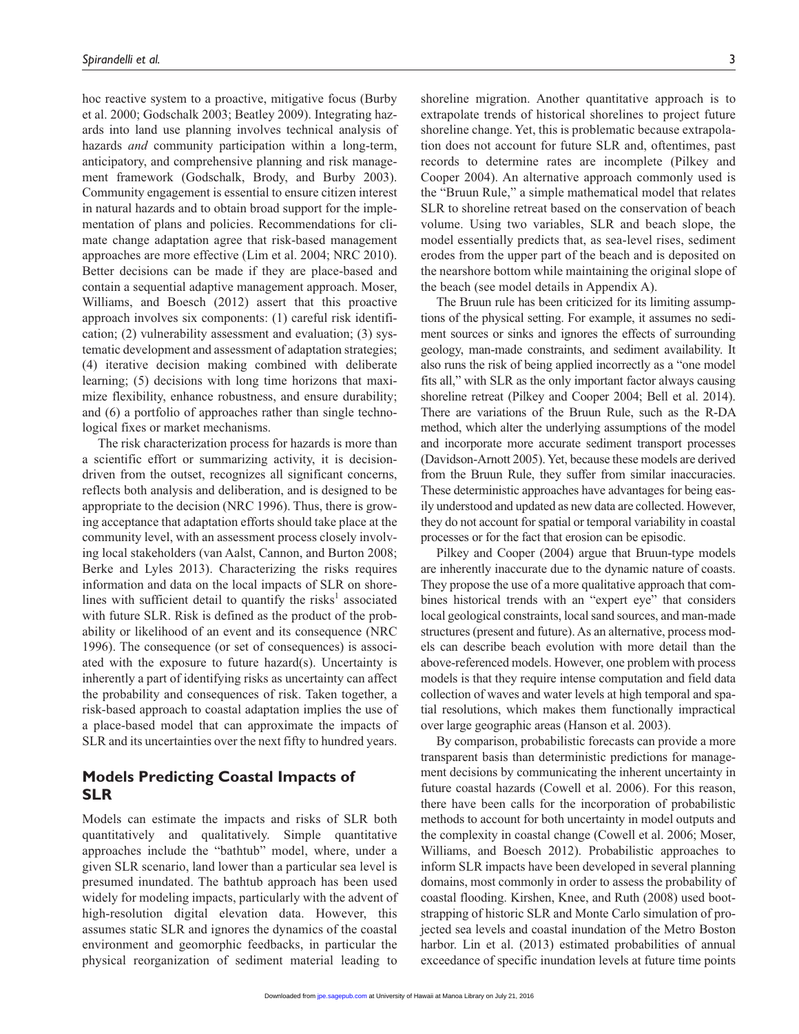hoc reactive system to a proactive, mitigative focus (Burby et al. 2000; Godschalk 2003; Beatley 2009). Integrating hazards into land use planning involves technical analysis of hazards *and* community participation within a long-term, anticipatory, and comprehensive planning and risk management framework (Godschalk, Brody, and Burby 2003). Community engagement is essential to ensure citizen interest in natural hazards and to obtain broad support for the implementation of plans and policies. Recommendations for climate change adaptation agree that risk-based management approaches are more effective (Lim et al. 2004; NRC 2010). Better decisions can be made if they are place-based and contain a sequential adaptive management approach. Moser, Williams, and Boesch (2012) assert that this proactive approach involves six components: (1) careful risk identification; (2) vulnerability assessment and evaluation; (3) systematic development and assessment of adaptation strategies; (4) iterative decision making combined with deliberate learning; (5) decisions with long time horizons that maximize flexibility, enhance robustness, and ensure durability; and (6) a portfolio of approaches rather than single technological fixes or market mechanisms.

The risk characterization process for hazards is more than a scientific effort or summarizing activity, it is decision-driven from the outset, recognizes all significant concerns, reflects both analysis and deliberation, and is designed to be appropriate to the decision (NRC 1996). Thus, there is growing acceptance that adaptation efforts should take place at the community level, with an assessment process closely involving local stakeholders (van Aalst, Cannon, and Burton 2008; Berke and Lyles 2013). Characterizing the risks requires information and data on the local impacts of SLR on shorelines with sufficient detail to quantify the risks[1] associated with future SLR. Risk is defined as the product of the probability or likelihood of an event and its consequence (NRC 1996). The consequence (or set of consequences) is associated with the exposure to future hazard(s). Uncertainty is inherently a part of identifying risks as uncertainty can affect the probability and consequences of risk. Taken together, a risk-based approach to coastal adaptation implies the use of a place-based model that can approximate the impacts of SLR and its uncertainties over the next fifty to hundred years.

## Models Predicting Coastal Impacts of SLR

Models can estimate the impacts and risks of SLR both quantitatively and qualitatively. Simple quantitative approaches include the "bathtub" model, where, under a given SLR scenario, land lower than a particular sea level is presumed inundated. The bathtub approach has been used widely for modeling impacts, particularly with the advent of high-resolution digital elevation data. However, this assumes static SLR and ignores the dynamics of the coastal environment and geomorphic feedbacks, in particular the physical reorganization of sediment material leading to shoreline migration. Another quantitative approach is to extrapolate trends of historical shorelines to project future shoreline change. Yet, this is problematic because extrapolation does not account for future SLR and, oftentimes, past records to determine rates are incomplete (Pilkey and Cooper 2004). An alternative approach commonly used is the "Bruun Rule," a simple mathematical model that relates SLR to shoreline retreat based on the conservation of beach volume. Using two variables, SLR and beach slope, the model essentially predicts that, as sea-level rises, sediment erodes from the upper part of the beach and is deposited on the nearshore bottom while maintaining the original slope of the beach (see model details in Appendix A).

The Bruun rule has been criticized for its limiting assumptions of the physical setting. For example, it assumes no sediment sources or sinks and ignores the effects of surrounding geology, man-made constraints, and sediment availability. It also runs the risk of being applied incorrectly as a "one model fits all," with SLR as the only important factor always causing shoreline retreat (Pilkey and Cooper 2004; Bell et al. 2014). There are variations of the Bruun Rule, such as the R-DA method, which alter the underlying assumptions of the model and incorporate more accurate sediment transport processes (Davidson-Arnott 2005). Yet, because these models are derived from the Bruun Rule, they suffer from similar inaccuracies. These deterministic approaches have advantages for being easily understood and updated as new data are collected. However, they do not account for spatial or temporal variability in coastal processes or for the fact that erosion can be episodic.

Pilkey and Cooper (2004) argue that Bruun-type models are inherently inaccurate due to the dynamic nature of coasts. They propose the use of a more qualitative approach that combines historical trends with an "expert eye" that considers local geological constraints, local sand sources, and man-made structures (present and future). As an alternative, process models can describe beach evolution with more detail than the above-referenced models. However, one problem with process models is that they require intense computation and field data collection of waves and water levels at high temporal and spatial resolutions, which makes them functionally impractical over large geographic areas (Hanson et al. 2003).

By comparison, probabilistic forecasts can provide a more transparent basis than deterministic predictions for management decisions by communicating the inherent uncertainty in future coastal hazards (Cowell et al. 2006). For this reason, there have been calls for the incorporation of probabilistic methods to account for both uncertainty in model outputs and the complexity in coastal change (Cowell et al. 2006; Moser, Williams, and Boesch 2012). Probabilistic approaches to inform SLR impacts have been developed in several planning domains, most commonly in order to assess the probability of coastal flooding. Kirshen, Knee, and Ruth (2008) used bootstrapping of historic SLR and Monte Carlo simulation of projected sea levels and coastal inundation of the Metro Boston harbor. Lin et al. (2013) estimated probabilities of annual exceedance of specific inundation levels at future time points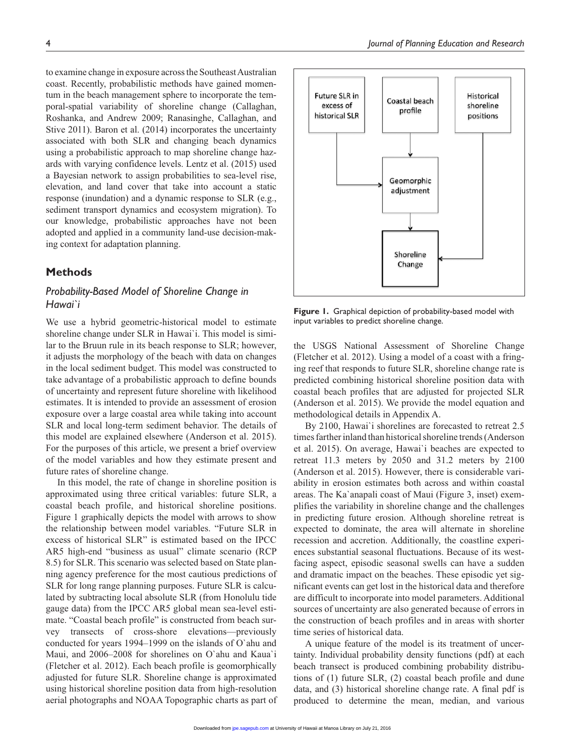to examine change in exposure across the Southeast Australian coast. Recently, probabilistic methods have gained momentum in the beach management sphere to incorporate the temporal-spatial variability of shoreline change (Callaghan, Roshanka, and Andrew 2009; Ranasinghe, Callaghan, and Stive 2011). Baron et al. (2014) incorporates the uncertainty associated with both SLR and changing beach dynamics using a probabilistic approach to map shoreline change hazards with varying confidence levels. Lentz et al. (2015) used a Bayesian network to assign probabilities to sea-level rise, elevation, and land cover that take into account a static response (inundation) and a dynamic response to SLR (e.g., sediment transport dynamics and ecosystem migration). To our knowledge, probabilistic approaches have not been adopted and applied in a community land-use decision-making context for adaptation planning.

## Methods

### *Probability-Based Model of Shoreline Change in Hawai`i*

We use a hybrid geometric-historical model to estimate shoreline change under SLR in Hawai`i. This model is similar to the Bruun rule in its beach response to SLR; however, it adjusts the morphology of the beach with data on changes in the local sediment budget. This model was constructed to take advantage of a probabilistic approach to define bounds of uncertainty and represent future shoreline with likelihood estimates. It is intended to provide an assessment of erosion exposure over a large coastal area while taking into account SLR and local long-term sediment behavior. The details of this model are explained elsewhere (Anderson et al. 2015). For the purposes of this article, we present a brief overview of the model variables and how they estimate present and future rates of shoreline change.

In this model, the rate of change in shoreline position is approximated using three critical variables: future SLR, a coastal beach profile, and historical shoreline positions. Figure 1 graphically depicts the model with arrows to show the relationship between model variables. "Future SLR in excess of historical SLR" is estimated based on the IPCC AR5 high-end "business as usual" climate scenario (RCP 8.5) for SLR. This scenario was selected based on State planning agency preference for the most cautious predictions of SLR for long range planning purposes. Future SLR is calculated by subtracting local absolute SLR (from Honolulu tide gauge data) from the IPCC AR5 global mean sea-level estimate. "Coastal beach profile" is constructed from beach survey transects of cross-shore elevations—previously conducted for years 1994–1999 on the islands of O`ahu and Maui, and 2006–2008 for shorelines on O`ahu and Kaua`i (Fletcher et al. 2012). Each beach profile is geomorphically adjusted for future SLR. Shoreline change is approximated using historical shoreline position data from high-resolution aerial photographs and NOAA Topographic charts as part of the USGS National Assessment of Shoreline Change (Fletcher et al. 2012). Using a model of a coast with a fringing reef that responds to future SLR, shoreline change rate is predicted combining historical shoreline position data with coastal beach profiles that are adjusted for projected SLR (Anderson et al. 2015). We provide the model equation and methodological details in Appendix A.

Future SLR in excess of historical SLR → Geomorphic adjustment
Coastal beach profile → Geomorphic adjustment
Geomorphic adjustment → Shoreline Change
Historical shoreline positions → Shoreline Change

**Figure 1.** Graphical depiction of probability-based model with input variables to predict shoreline change.

By 2100, Hawai`i shorelines are forecasted to retreat 2.5 times farther inland than historical shoreline trends (Anderson et al. 2015). On average, Hawai`i beaches are expected to retreat 11.3 meters by 2050 and 31.2 meters by 2100 (Anderson et al. 2015). However, there is considerable variability in erosion estimates both across and within coastal areas. The Ka`anapali coast of Maui (Figure 3, inset) exemplifies the variability in shoreline change and the challenges in predicting future erosion. Although shoreline retreat is expected to dominate, the area will alternate in shoreline recession and accretion. Additionally, the coastline experiences substantial seasonal fluctuations. Because of its west-facing aspect, episodic seasonal swells can have a sudden and dramatic impact on the beaches. These episodic yet significant events can get lost in the historical data and therefore are difficult to incorporate into model parameters. Additional sources of uncertainty are also generated because of errors in the construction of beach profiles and in areas with shorter time series of historical data.

A unique feature of the model is its treatment of uncertainty. Individual probability density functions (pdf) at each beach transect is produced combining probability distributions of (1) future SLR, (2) coastal beach profile and dune data, and (3) historical shoreline change rate. A final pdf is produced to determine the mean, median, and various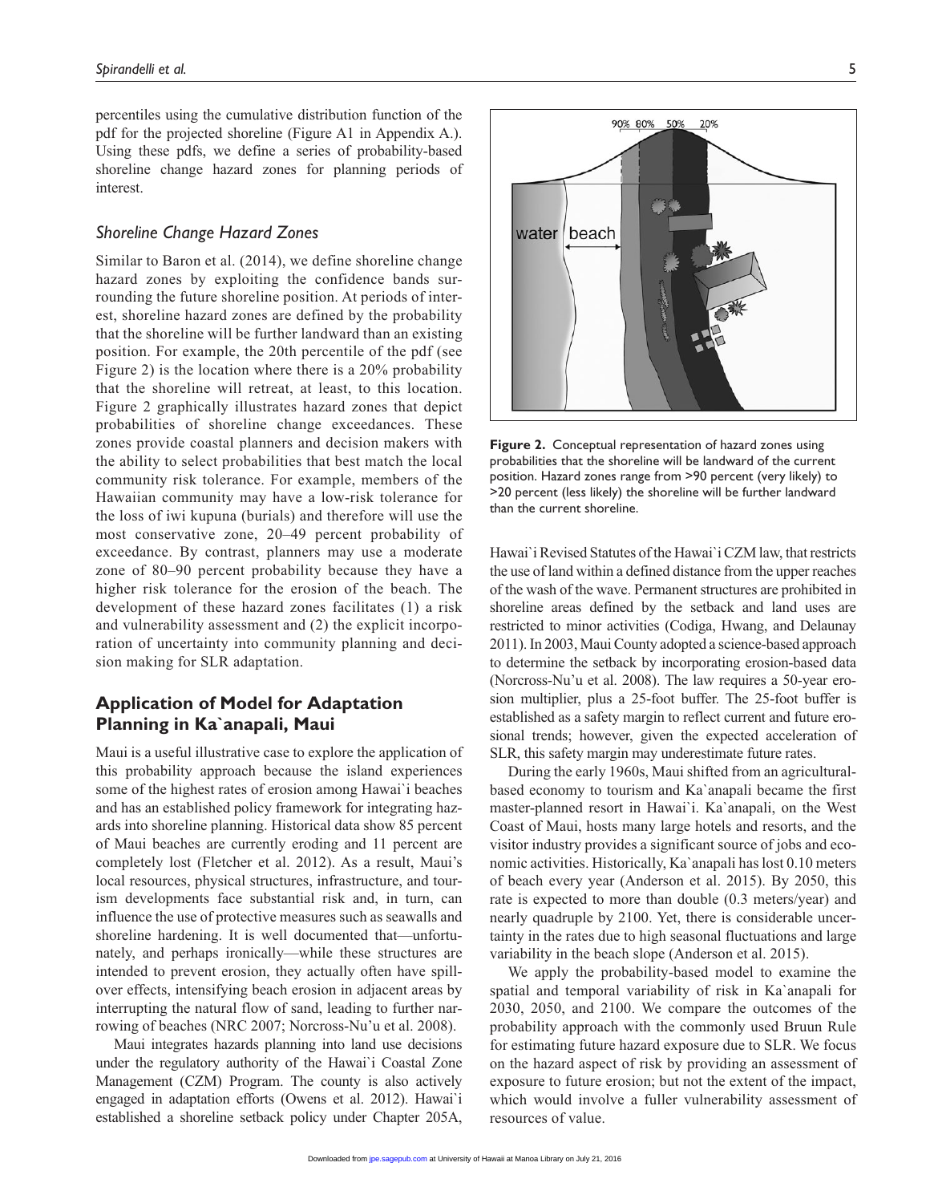percentiles using the cumulative distribution function of the pdf for the projected shoreline (Figure A1 in Appendix A.). Using these pdfs, we define a series of probability-based shoreline change hazard zones for planning periods of interest.

### *Shoreline Change Hazard Zones*

Similar to Baron et al. (2014), we define shoreline change hazard zones by exploiting the confidence bands surrounding the future shoreline position. At periods of interest, shoreline hazard zones are defined by the probability that the shoreline will be further landward than an existing position. For example, the 20th percentile of the pdf (see Figure 2) is the location where there is a 20% probability that the shoreline will retreat, at least, to this location. Figure 2 graphically illustrates hazard zones that depict probabilities of shoreline change exceedances. These zones provide coastal planners and decision makers with the ability to select probabilities that best match the local community risk tolerance. For example, members of the Hawaiian community may have a low-risk tolerance for the loss of iwi kupuna (burials) and therefore will use the most conservative zone, 20–49 percent probability of exceedance. By contrast, planners may use a moderate zone of 80–90 percent probability because they have a higher risk tolerance for the erosion of the beach. The development of these hazard zones facilitates (1) a risk and vulnerability assessment and (2) the explicit incorporation of uncertainty into community planning and decision making for SLR adaptation.

**Figure 2.** Conceptual representation of hazard zones using probabilities that the shoreline will be landward of the current position. Hazard zones range from >90 percent (very likely) to >20 percent (less likely) the shoreline will be further landward than the current shoreline.

## Application of Model for Adaptation Planning in Ka`anapali, Maui

Maui is a useful illustrative case to explore the application of this probability approach because the island experiences some of the highest rates of erosion among Hawai`i beaches and has an established policy framework for integrating hazards into shoreline planning. Historical data show 85 percent of Maui beaches are currently eroding and 11 percent are completely lost (Fletcher et al. 2012). As a result, Maui's local resources, physical structures, infrastructure, and tourism developments face substantial risk and, in turn, can influence the use of protective measures such as seawalls and shoreline hardening. It is well documented that—unfortunately, and perhaps ironically—while these structures are intended to prevent erosion, they actually often have spillover effects, intensifying beach erosion in adjacent areas by interrupting the natural flow of sand, leading to further narrowing of beaches (NRC 2007; Norcross-Nu'u et al. 2008).

Maui integrates hazards planning into land use decisions under the regulatory authority of the Hawai`i Coastal Zone Management (CZM) Program. The county is also actively engaged in adaptation efforts (Owens et al. 2012). Hawai`i established a shoreline setback policy under Chapter 205A, Hawai`i Revised Statutes of the Hawai`i CZM law, that restricts the use of land within a defined distance from the upper reaches of the wash of the wave. Permanent structures are prohibited in shoreline areas defined by the setback and land uses are restricted to minor activities (Codiga, Hwang, and Delaunay 2011). In 2003, Maui County adopted a science-based approach to determine the setback by incorporating erosion-based data (Norcross-Nu'u et al. 2008). The law requires a 50-year erosion multiplier, plus a 25-foot buffer. The 25-foot buffer is established as a safety margin to reflect current and future erosional trends; however, given the expected acceleration of SLR, this safety margin may underestimate future rates.

During the early 1960s, Maui shifted from an agricultural-based economy to tourism and Ka`anapali became the first master-planned resort in Hawai`i. Ka`anapali, on the West Coast of Maui, hosts many large hotels and resorts, and the visitor industry provides a significant source of jobs and economic activities. Historically, Ka`anapali has lost 0.10 meters of beach every year (Anderson et al. 2015). By 2050, this rate is expected to more than double (0.3 meters/year) and nearly quadruple by 2100. Yet, there is considerable uncertainty in the rates due to high seasonal fluctuations and large variability in the beach slope (Anderson et al. 2015).

We apply the probability-based model to examine the spatial and temporal variability of risk in Ka`anapali for 2030, 2050, and 2100. We compare the outcomes of the probability approach with the commonly used Bruun Rule for estimating future hazard exposure due to SLR. We focus on the hazard aspect of risk by providing an assessment of exposure to future erosion; but not the extent of the impact, which would involve a fuller vulnerability assessment of resources of value.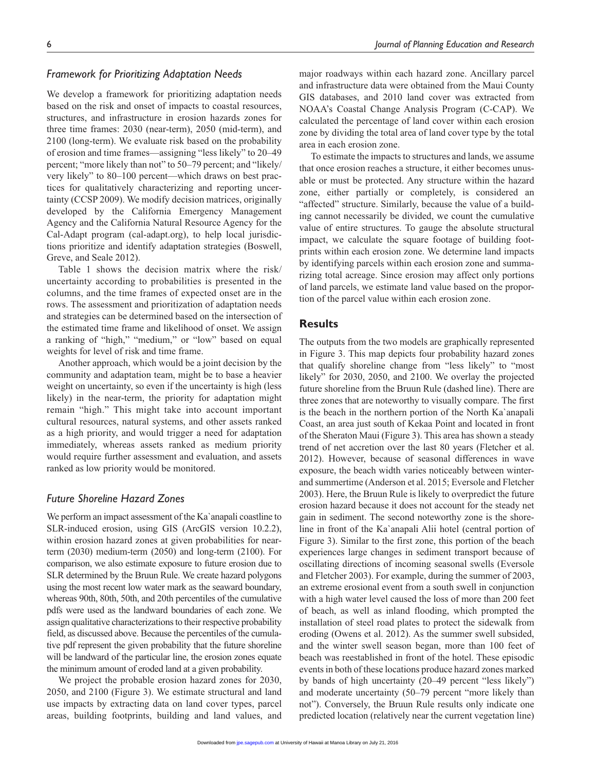### *Framework for Prioritizing Adaptation Needs*

We develop a framework for prioritizing adaptation needs based on the risk and onset of impacts to coastal resources, structures, and infrastructure in erosion hazards zones for three time frames: 2030 (near-term), 2050 (mid-term), and 2100 (long-term). We evaluate risk based on the probability of erosion and time frames—assigning "less likely" to 20–49 percent; "more likely than not" to 50–79 percent; and "likely/very likely" to 80–100 percent—which draws on best practices for qualitatively characterizing and reporting uncertainty (CCSP 2009). We modify decision matrices, originally developed by the California Emergency Management Agency and the California Natural Resource Agency for the Cal-Adapt program (cal-adapt.org), to help local jurisdictions prioritize and identify adaptation strategies (Boswell, Greve, and Seale 2012).

Table 1 shows the decision matrix where the risk/uncertainty according to probabilities is presented in the columns, and the time frames of expected onset are in the rows. The assessment and prioritization of adaptation needs and strategies can be determined based on the intersection of the estimated time frame and likelihood of onset. We assign a ranking of "high," "medium," or "low" based on equal weights for level of risk and time frame.

Another approach, which would be a joint decision by the community and adaptation team, might be to base a heavier weight on uncertainty, so even if the uncertainty is high (less likely) in the near-term, the priority for adaptation might remain "high." This might take into account important cultural resources, natural systems, and other assets ranked as a high priority, and would trigger a need for adaptation immediately, whereas assets ranked as medium priority would require further assessment and evaluation, and assets ranked as low priority would be monitored.

### *Future Shoreline Hazard Zones*

We perform an impact assessment of the Ka`anapali coastline to SLR-induced erosion, using GIS (ArcGIS version 10.2.2), within erosion hazard zones at given probabilities for near-term (2030) medium-term (2050) and long-term (2100). For comparison, we also estimate exposure to future erosion due to SLR determined by the Bruun Rule. We create hazard polygons using the most recent low water mark as the seaward boundary, whereas 90th, 80th, 50th, and 20th percentiles of the cumulative pdfs were used as the landward boundaries of each zone. We assign qualitative characterizations to their respective probability field, as discussed above. Because the percentiles of the cumulative pdf represent the given probability that the future shoreline will be landward of the particular line, the erosion zones equate the minimum amount of eroded land at a given probability.

We project the probable erosion hazard zones for 2030, 2050, and 2100 (Figure 3). We estimate structural and land use impacts by extracting data on land cover types, parcel areas, building footprints, building and land values, and major roadways within each hazard zone. Ancillary parcel and infrastructure data were obtained from the Maui County GIS databases, and 2010 land cover was extracted from NOAA's Coastal Change Analysis Program (C-CAP). We calculated the percentage of land cover within each erosion zone by dividing the total area of land cover type by the total area in each erosion zone.

To estimate the impacts to structures and lands, we assume that once erosion reaches a structure, it either becomes unusable or must be protected. Any structure within the hazard zone, either partially or completely, is considered an "affected" structure. Similarly, because the value of a building cannot necessarily be divided, we count the cumulative value of entire structures. To gauge the absolute structural impact, we calculate the square footage of building footprints within each erosion zone. We determine land impacts by identifying parcels within each erosion zone and summarizing total acreage. Since erosion may affect only portions of land parcels, we estimate land value based on the proportion of the parcel value within each erosion zone.

## Results

The outputs from the two models are graphically represented in Figure 3. This map depicts four probability hazard zones that qualify shoreline change from "less likely" to "most likely" for 2030, 2050, and 2100. We overlay the projected future shoreline from the Bruun Rule (dashed line). There are three zones that are noteworthy to visually compare. The first is the beach in the northern portion of the North Ka`anapali Coast, an area just south of Kekaa Point and located in front of the Sheraton Maui (Figure 3). This area has shown a steady trend of net accretion over the last 80 years (Fletcher et al. 2012). However, because of seasonal differences in wave exposure, the beach width varies noticeably between winter- and summertime (Anderson et al. 2015; Eversole and Fletcher 2003). Here, the Bruun Rule is likely to overpredict the future erosion hazard because it does not account for the steady net gain in sediment. The second noteworthy zone is the shoreline in front of the Ka`anapali Alii hotel (central portion of Figure 3). Similar to the first zone, this portion of the beach experiences large changes in sediment transport because of oscillating directions of incoming seasonal swells (Eversole and Fletcher 2003). For example, during the summer of 2003, an extreme erosional event from a south swell in conjunction with a high water level caused the loss of more than 200 feet of beach, as well as inland flooding, which prompted the installation of steel road plates to protect the sidewalk from eroding (Owens et al. 2012). As the summer swell subsided, and the winter swell season began, more than 100 feet of beach was reestablished in front of the hotel. These episodic events in both of these locations produce hazard zones marked by bands of high uncertainty (20–49 percent "less likely") and moderate uncertainty (50–79 percent "more likely than not"). Conversely, the Bruun Rule results only indicate one predicted location (relatively near the current vegetation line)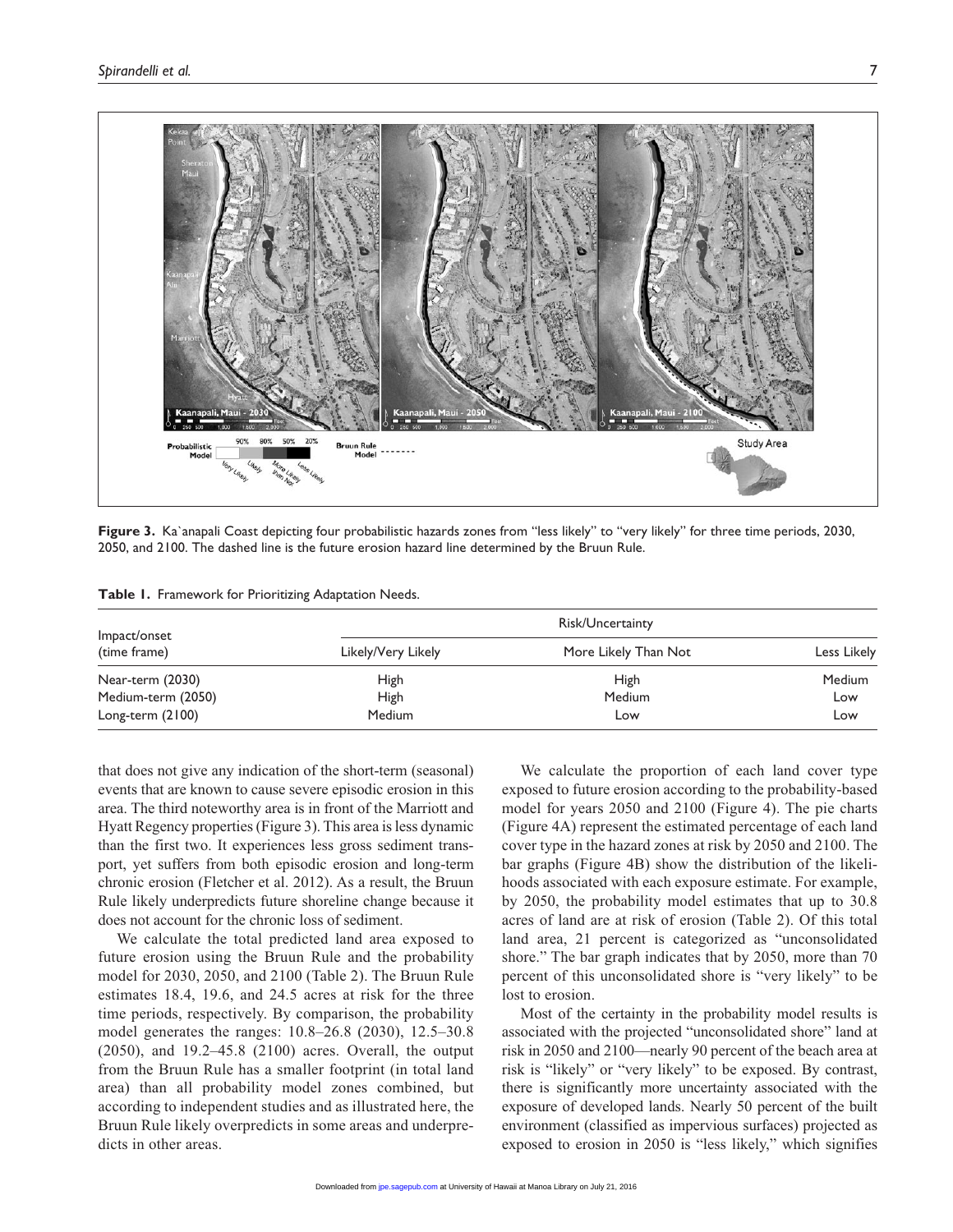**Figure 3.** Ka`anapali Coast depicting four probabilistic hazards zones from "less likely" to "very likely" for three time periods, 2030, 2050, and 2100. The dashed line is the future erosion hazard line determined by the Bruun Rule.

**Table 1.** Framework for Prioritizing Adaptation Needs.

| Impact/onset (time frame) | Risk/Uncertainty | | |
|---|---|---|---|
| | Likely/Very Likely | More Likely Than Not | Less Likely |
| Near-term (2030) | High | High | Medium |
| Medium-term (2050) | High | Medium | Low |
| Long-term (2100) | Medium | Low | Low |

that does not give any indication of the short-term (seasonal) events that are known to cause severe episodic erosion in this area. The third noteworthy area is in front of the Marriott and Hyatt Regency properties (Figure 3). This area is less dynamic than the first two. It experiences less gross sediment transport, yet suffers from both episodic erosion and long-term chronic erosion (Fletcher et al. 2012). As a result, the Bruun Rule likely underpredicts future shoreline change because it does not account for the chronic loss of sediment.

We calculate the total predicted land area exposed to future erosion using the Bruun Rule and the probability model for 2030, 2050, and 2100 (Table 2). The Bruun Rule estimates 18.4, 19.6, and 24.5 acres at risk for the three time periods, respectively. By comparison, the probability model generates the ranges: 10.8–26.8 (2030), 12.5–30.8 (2050), and 19.2–45.8 (2100) acres. Overall, the output from the Bruun Rule has a smaller footprint (in total land area) than all probability model zones combined, but according to independent studies and as illustrated here, the Bruun Rule likely overpredicts in some areas and underpredicts in other areas.

We calculate the proportion of each land cover type exposed to future erosion according to the probability-based model for years 2050 and 2100 (Figure 4). The pie charts (Figure 4A) represent the estimated percentage of each land cover type in the hazard zones at risk by 2050 and 2100. The bar graphs (Figure 4B) show the distribution of the likelihoods associated with each exposure estimate. For example, by 2050, the probability model estimates that up to 30.8 acres of land are at risk of erosion (Table 2). Of this total land area, 21 percent is categorized as "unconsolidated shore." The bar graph indicates that by 2050, more than 70 percent of this unconsolidated shore is "very likely" to be lost to erosion.

Most of the certainty in the probability model results is associated with the projected "unconsolidated shore" land at risk in 2050 and 2100—nearly 90 percent of the beach area at risk is "likely" or "very likely" to be exposed. By contrast, there is significantly more uncertainty associated with the exposure of developed lands. Nearly 50 percent of the built environment (classified as impervious surfaces) projected as exposed to erosion in 2050 is "less likely," which signifies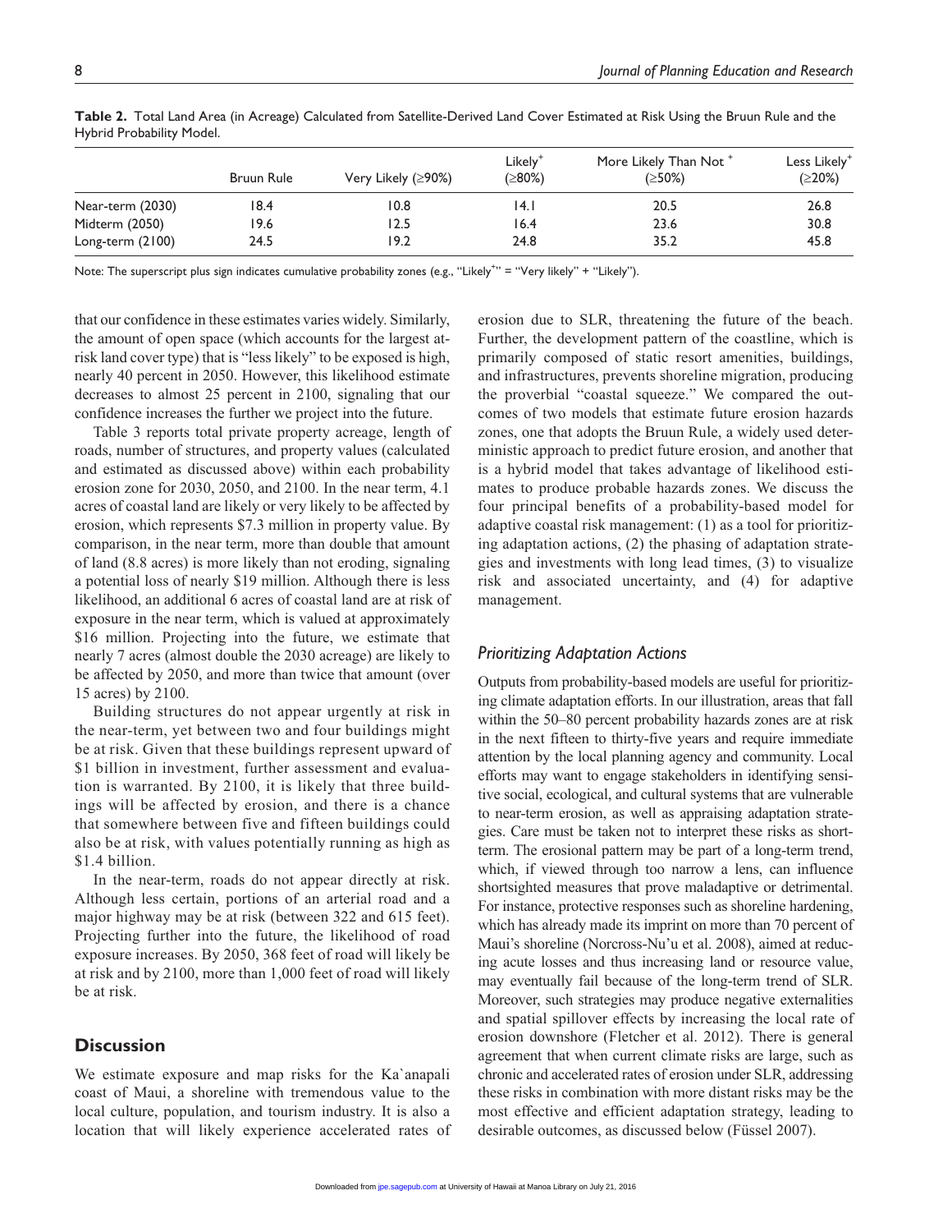**Table 2.** Total Land Area (in Acreage) Calculated from Satellite-Derived Land Cover Estimated at Risk Using the Bruun Rule and the Hybrid Probability Model.

| | Bruun Rule | Very Likely (≥90%) | Likely+ (≥80%) | More Likely Than Not + (≥50%) | Less Likely+ (≥20%) |
|---|---|---|---|---|---|
| Near-term (2030) | 18.4 | 10.8 | 14.1 | 20.5 | 26.8 |
| Midterm (2050) | 19.6 | 12.5 | 16.4 | 23.6 | 30.8 |
| Long-term (2100) | 24.5 | 19.2 | 24.8 | 35.2 | 45.8 |

Note: The superscript plus sign indicates cumulative probability zones (e.g., "Likely+" = "Very likely" + "Likely").

that our confidence in these estimates varies widely. Similarly, the amount of open space (which accounts for the largest at-risk land cover type) that is "less likely" to be exposed is high, nearly 40 percent in 2050. However, this likelihood estimate decreases to almost 25 percent in 2100, signaling that our confidence increases the further we project into the future.

Table 3 reports total private property acreage, length of roads, number of structures, and property values (calculated and estimated as discussed above) within each probability erosion zone for 2030, 2050, and 2100. In the near term, 4.1 acres of coastal land are likely or very likely to be affected by erosion, which represents $7.3 million in property value. By comparison, in the near term, more than double that amount of land (8.8 acres) is more likely than not eroding, signaling a potential loss of nearly $19 million. Although there is less likelihood, an additional 6 acres of coastal land are at risk of exposure in the near term, which is valued at approximately $16 million. Projecting into the future, we estimate that nearly 7 acres (almost double the 2030 acreage) are likely to be affected by 2050, and more than twice that amount (over 15 acres) by 2100.

Building structures do not appear urgently at risk in the near-term, yet between two and four buildings might be at risk. Given that these buildings represent upward of $1 billion in investment, further assessment and evaluation is warranted. By 2100, it is likely that three buildings will be affected by erosion, and there is a chance that somewhere between five and fifteen buildings could also be at risk, with values potentially running as high as $1.4 billion.

In the near-term, roads do not appear directly at risk. Although less certain, portions of an arterial road and a major highway may be at risk (between 322 and 615 feet). Projecting further into the future, the likelihood of road exposure increases. By 2050, 368 feet of road will likely be at risk and by 2100, more than 1,000 feet of road will likely be at risk.

## Discussion

We estimate exposure and map risks for the Ka`anapali coast of Maui, a shoreline with tremendous value to the local culture, population, and tourism industry. It is also a location that will likely experience accelerated rates of erosion due to SLR, threatening the future of the beach. Further, the development pattern of the coastline, which is primarily composed of static resort amenities, buildings, and infrastructures, prevents shoreline migration, producing the proverbial "coastal squeeze." We compared the outcomes of two models that estimate future erosion hazards zones, one that adopts the Bruun Rule, a widely used deterministic approach to predict future erosion, and another that is a hybrid model that takes advantage of likelihood estimates to produce probable hazards zones. We discuss the four principal benefits of a probability-based model for adaptive coastal risk management: (1) as a tool for prioritizing adaptation actions, (2) the phasing of adaptation strategies and investments with long lead times, (3) to visualize risk and associated uncertainty, and (4) for adaptive management.

### *Prioritizing Adaptation Actions*

Outputs from probability-based models are useful for prioritizing climate adaptation efforts. In our illustration, areas that fall within the 50–80 percent probability hazards zones are at risk in the next fifteen to thirty-five years and require immediate attention by the local planning agency and community. Local efforts may want to engage stakeholders in identifying sensitive social, ecological, and cultural systems that are vulnerable to near-term erosion, as well as appraising adaptation strategies. Care must be taken not to interpret these risks as short-term. The erosional pattern may be part of a long-term trend, which, if viewed through too narrow a lens, can influence shortsighted measures that prove maladaptive or detrimental. For instance, protective responses such as shoreline hardening, which has already made its imprint on more than 70 percent of Maui's shoreline (Norcross-Nu'u et al. 2008), aimed at reducing acute losses and thus increasing land or resource value, may eventually fail because of the long-term trend of SLR. Moreover, such strategies may produce negative externalities and spatial spillover effects by increasing the local rate of erosion downshore (Fletcher et al. 2012). There is general agreement that when current climate risks are large, such as chronic and accelerated rates of erosion under SLR, addressing these risks in combination with more distant risks may be the most effective and efficient adaptation strategy, leading to desirable outcomes, as discussed below (Füssel 2007).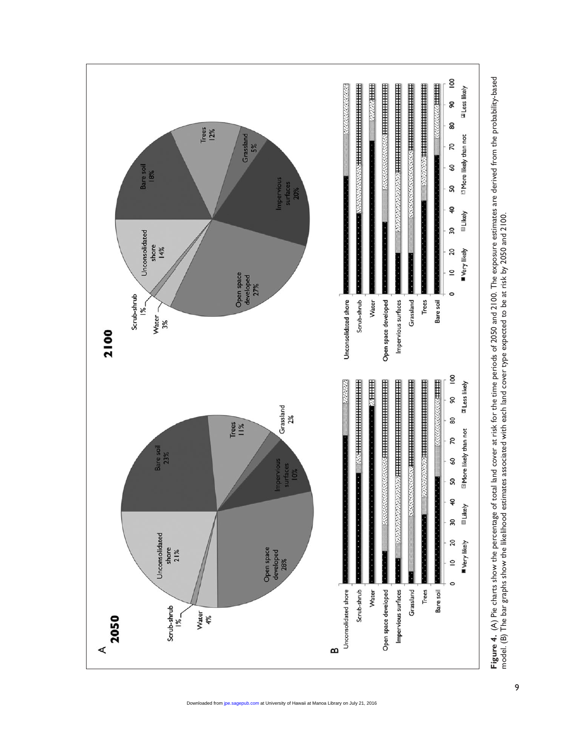**Figure 4.** (A) Pie charts show the percentage of total land cover at risk for the time periods of 2050 and 2100. The exposure estimates are derived from the probability-based model. (B) The bar graphs show the likelihood estimates associated with each land cover type expected to be at risk by 2050 and 2100.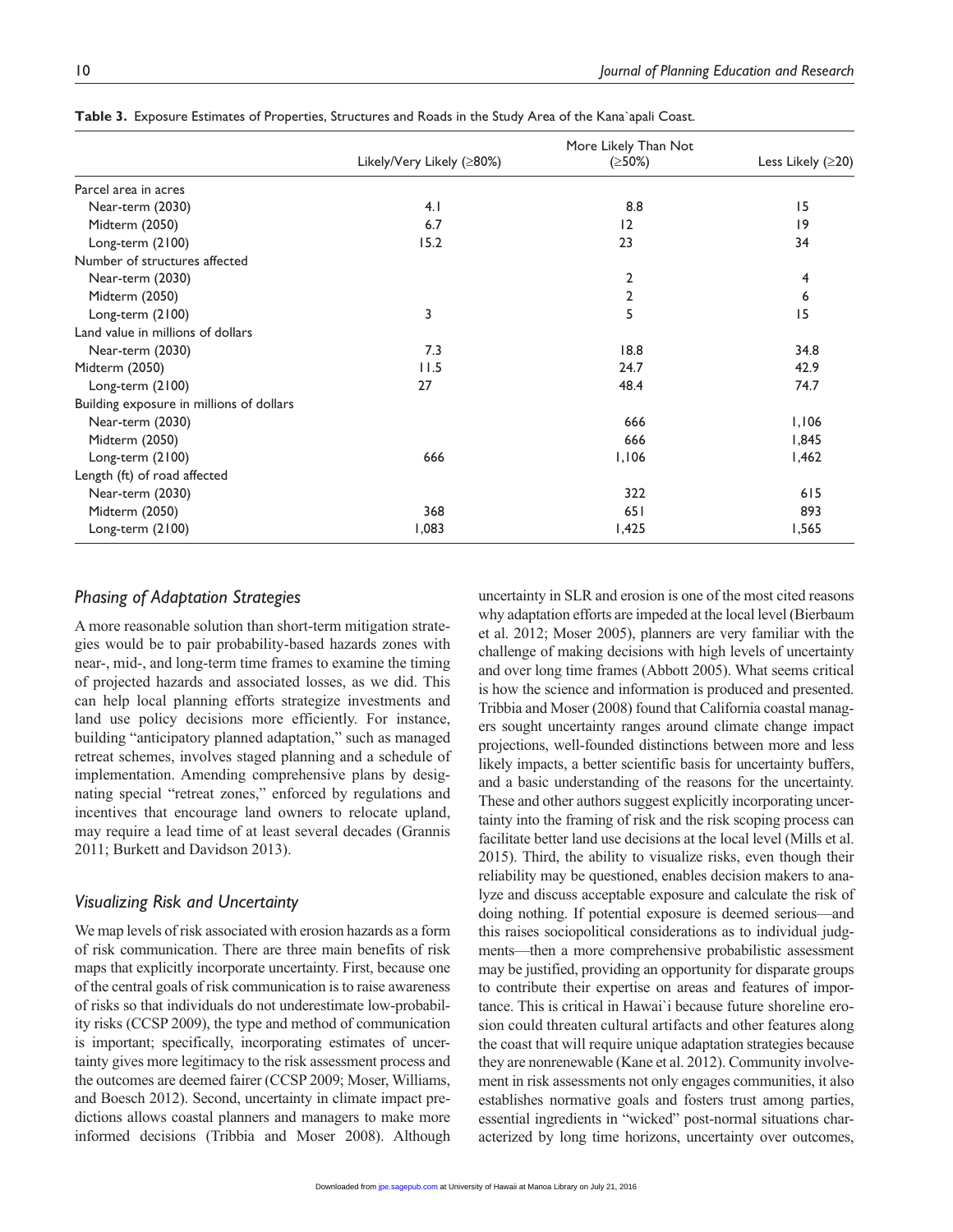**Table 3.** Exposure Estimates of Properties, Structures and Roads in the Study Area of the Kana`apali Coast.

| | Likely/Very Likely (≥80%) | More Likely Than Not (≥50%) | Less Likely (≥20) |
|---|---|---|---|
| Parcel area in acres | | | |
| Near-term (2030) | 4.1 | 8.8 | 15 |
| Midterm (2050) | 6.7 | 12 | 19 |
| Long-term (2100) | 15.2 | 23 | 34 |
| Number of structures affected | | | |
| Near-term (2030) | | 2 | 4 |
| Midterm (2050) | | 2 | 6 |
| Long-term (2100) | 3 | 5 | 15 |
| Land value in millions of dollars | | | |
| Near-term (2030) | 7.3 | 18.8 | 34.8 |
| Midterm (2050) | 11.5 | 24.7 | 42.9 |
| Long-term (2100) | 27 | 48.4 | 74.7 |
| Building exposure in millions of dollars | | | |
| Near-term (2030) | | 666 | 1,106 |
| Midterm (2050) | | 666 | 1,845 |
| Long-term (2100) | 666 | 1,106 | 1,462 |
| Length (ft) of road affected | | | |
| Near-term (2030) | | 322 | 615 |
| Midterm (2050) | 368 | 651 | 893 |
| Long-term (2100) | 1,083 | 1,425 | 1,565 |

### *Phasing of Adaptation Strategies*

A more reasonable solution than short-term mitigation strategies would be to pair probability-based hazards zones with near-, mid-, and long-term time frames to examine the timing of projected hazards and associated losses, as we did. This can help local planning efforts strategize investments and land use policy decisions more efficiently. For instance, building "anticipatory planned adaptation," such as managed retreat schemes, involves staged planning and a schedule of implementation. Amending comprehensive plans by designating special "retreat zones," enforced by regulations and incentives that encourage land owners to relocate upland, may require a lead time of at least several decades (Grannis 2011; Burkett and Davidson 2013).

### *Visualizing Risk and Uncertainty*

We map levels of risk associated with erosion hazards as a form of risk communication. There are three main benefits of risk maps that explicitly incorporate uncertainty. First, because one of the central goals of risk communication is to raise awareness of risks so that individuals do not underestimate low-probability risks (CCSP 2009), the type and method of communication is important; specifically, incorporating estimates of uncertainty gives more legitimacy to the risk assessment process and the outcomes are deemed fairer (CCSP 2009; Moser, Williams, and Boesch 2012). Second, uncertainty in climate impact predictions allows coastal planners and managers to make more informed decisions (Tribbia and Moser 2008). Although uncertainty in SLR and erosion is one of the most cited reasons why adaptation efforts are impeded at the local level (Bierbaum et al. 2012; Moser 2005), planners are very familiar with the challenge of making decisions with high levels of uncertainty and over long time frames (Abbott 2005). What seems critical is how the science and information is produced and presented. Tribbia and Moser (2008) found that California coastal managers sought uncertainty ranges around climate change impact projections, well-founded distinctions between more and less likely impacts, a better scientific basis for uncertainty buffers, and a basic understanding of the reasons for the uncertainty. These and other authors suggest explicitly incorporating uncertainty into the framing of risk and the risk scoping process can facilitate better land use decisions at the local level (Mills et al. 2015). Third, the ability to visualize risks, even though their reliability may be questioned, enables decision makers to analyze and discuss acceptable exposure and calculate the risk of doing nothing. If potential exposure is deemed serious—and this raises sociopolitical considerations as to individual judgments—then a more comprehensive probabilistic assessment may be justified, providing an opportunity for disparate groups to contribute their expertise on areas and features of importance. This is critical in Hawai`i because future shoreline erosion could threaten cultural artifacts and other features along the coast that will require unique adaptation strategies because they are nonrenewable (Kane et al. 2012). Community involvement in risk assessments not only engages communities, it also establishes normative goals and fosters trust among parties, essential ingredients in "wicked" post-normal situations characterized by long time horizons, uncertainty over outcomes,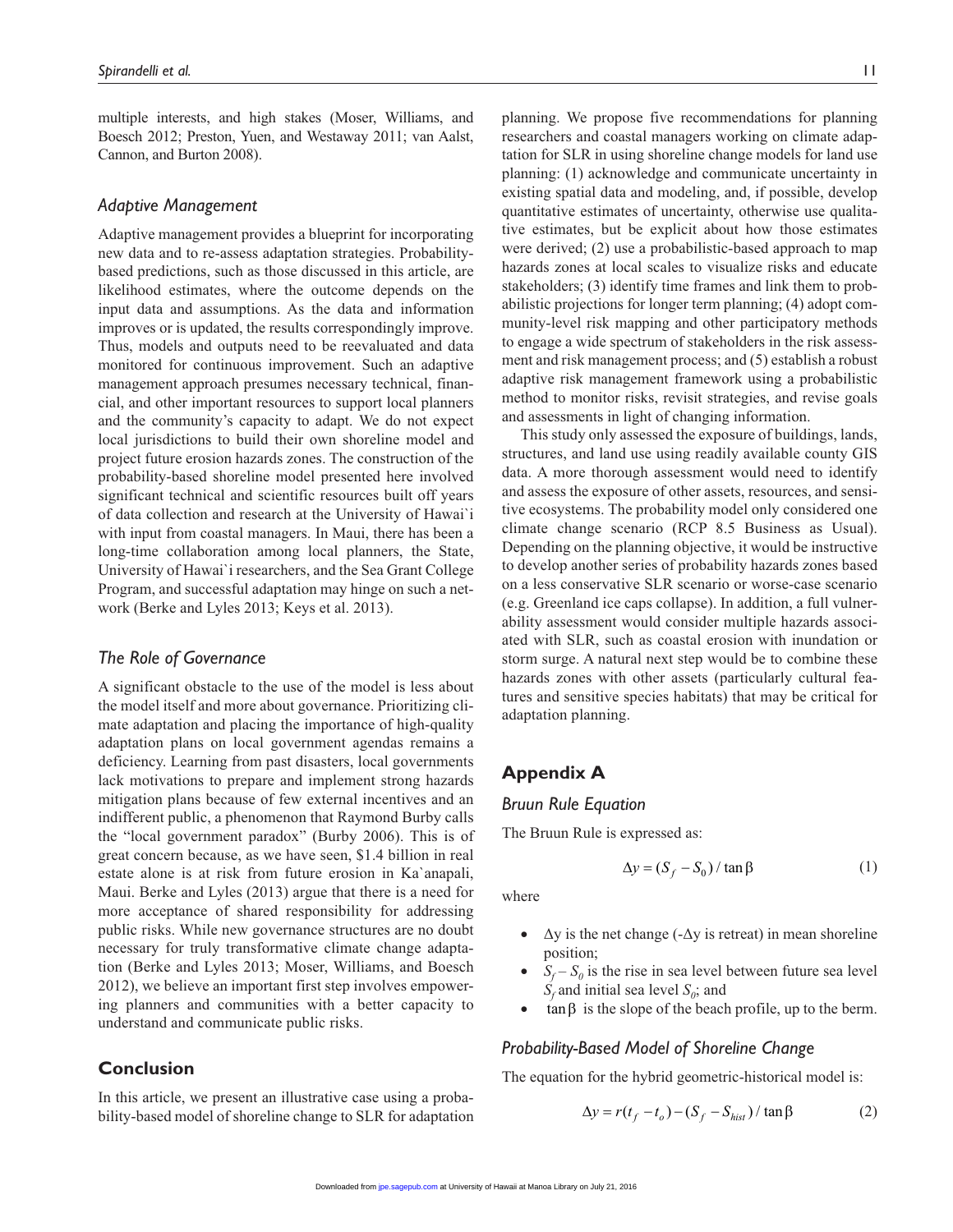multiple interests, and high stakes (Moser, Williams, and Boesch 2012; Preston, Yuen, and Westaway 2011; van Aalst, Cannon, and Burton 2008).

### *Adaptive Management*

Adaptive management provides a blueprint for incorporating new data and to re-assess adaptation strategies. Probability-based predictions, such as those discussed in this article, are likelihood estimates, where the outcome depends on the input data and assumptions. As the data and information improves or is updated, the results correspondingly improve. Thus, models and outputs need to be reevaluated and data monitored for continuous improvement. Such an adaptive management approach presumes necessary technical, financial, and other important resources to support local planners and the community's capacity to adapt. We do not expect local jurisdictions to build their own shoreline model and project future erosion hazards zones. The construction of the probability-based shoreline model presented here involved significant technical and scientific resources built off years of data collection and research at the University of Hawai`i with input from coastal managers. In Maui, there has been a long-time collaboration among local planners, the State, University of Hawai`i researchers, and the Sea Grant College Program, and successful adaptation may hinge on such a network (Berke and Lyles 2013; Keys et al. 2013).

### *The Role of Governance*

A significant obstacle to the use of the model is less about the model itself and more about governance. Prioritizing climate adaptation and placing the importance of high-quality adaptation plans on local government agendas remains a deficiency. Learning from past disasters, local governments lack motivations to prepare and implement strong hazards mitigation plans because of few external incentives and an indifferent public, a phenomenon that Raymond Burby calls the "local government paradox" (Burby 2006). This is of great concern because, as we have seen, \$1.4 billion in real estate alone is at risk from future erosion in Ka`anapali, Maui. Berke and Lyles (2013) argue that there is a need for more acceptance of shared responsibility for addressing public risks. While new governance structures are no doubt necessary for truly transformative climate change adaptation (Berke and Lyles 2013; Moser, Williams, and Boesch 2012), we believe an important first step involves empowering planners and communities with a better capacity to understand and communicate public risks.

## Conclusion

In this article, we present an illustrative case using a probability-based model of shoreline change to SLR for adaptation planning. We propose five recommendations for planning researchers and coastal managers working on climate adaptation for SLR in using shoreline change models for land use planning: (1) acknowledge and communicate uncertainty in existing spatial data and modeling, and, if possible, develop quantitative estimates of uncertainty, otherwise use qualitative estimates, but be explicit about how those estimates were derived; (2) use a probabilistic-based approach to map hazards zones at local scales to visualize risks and educate stakeholders; (3) identify time frames and link them to probabilistic projections for longer term planning; (4) adopt community-level risk mapping and other participatory methods to engage a wide spectrum of stakeholders in the risk assessment and risk management process; and (5) establish a robust adaptive risk management framework using a probabilistic method to monitor risks, revisit strategies, and revise goals and assessments in light of changing information.

This study only assessed the exposure of buildings, lands, structures, and land use using readily available county GIS data. A more thorough assessment would need to identify and assess the exposure of other assets, resources, and sensitive ecosystems. The probability model only considered one climate change scenario (RCP 8.5 Business as Usual). Depending on the planning objective, it would be instructive to develop another series of probability hazards zones based on a less conservative SLR scenario or worse-case scenario (e.g. Greenland ice caps collapse). In addition, a full vulnerability assessment would consider multiple hazards associated with SLR, such as coastal erosion with inundation or storm surge. A natural next step would be to combine these hazards zones with other assets (particularly cultural features and sensitive species habitats) that may be critical for adaptation planning.

## Appendix A

### *Bruun Rule Equation*

The Bruun Rule is expressed as:

$$\Delta y = (S_f - S_0) / \tan \beta \qquad (1)$$

where

- $\Delta y$ is the net change ($-\Delta y$ is retreat) in mean shoreline position;
- $S_f - S_0$ is the rise in sea level between future sea level $S_f$ and initial sea level $S_0$; and
- $\tan \beta$ is the slope of the beach profile, up to the berm.

### *Probability-Based Model of Shoreline Change*

The equation for the hybrid geometric-historical model is:

$$\Delta y = r(t_f - t_o) - (S_f - S_{hist}) / \tan \beta \qquad (2)$$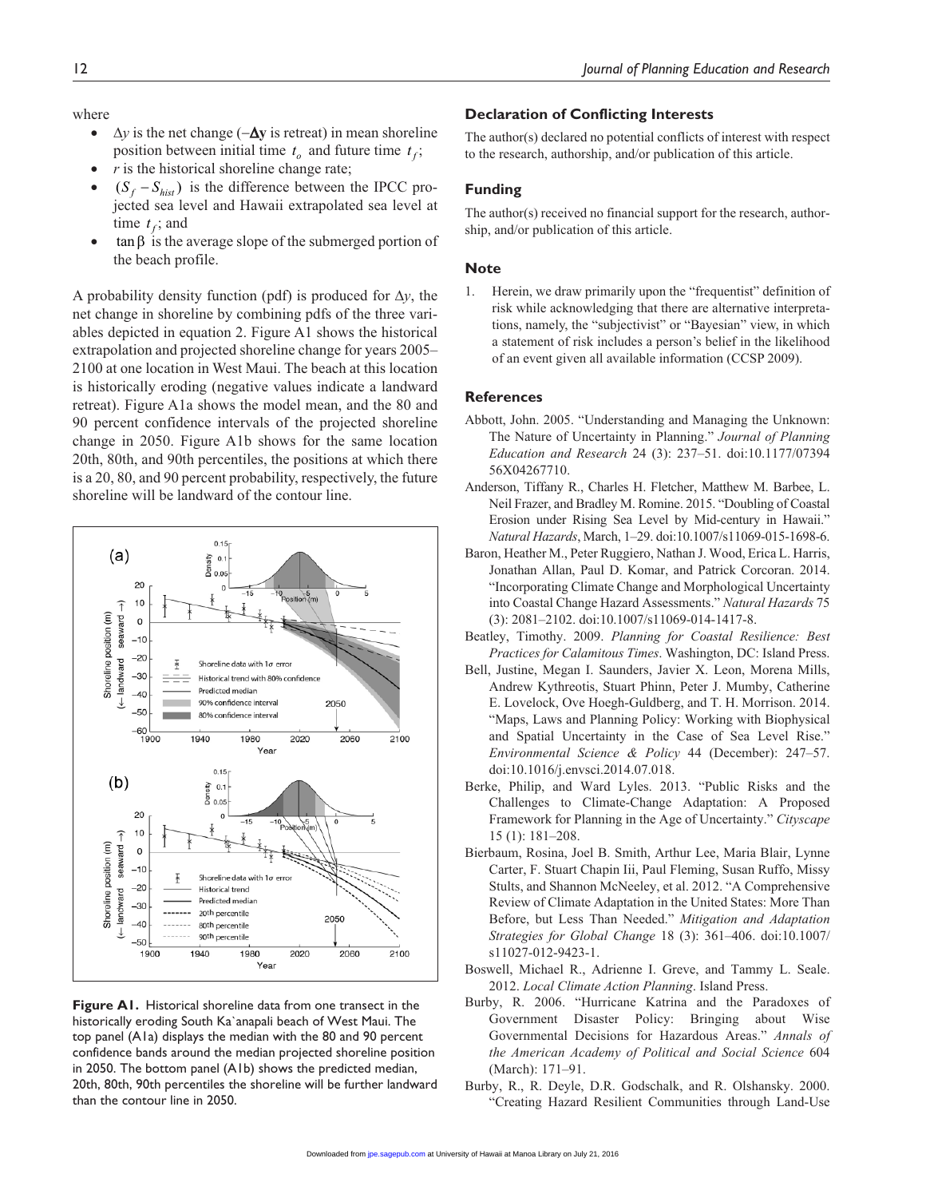where

- $\Delta y$ is the net change ($-\Delta \mathbf{y}$ is retreat) in mean shoreline position between initial time $t_o$ and future time $t_f$;
- $r$ is the historical shoreline change rate;
- $(S_f - S_{hist})$ is the difference between the IPCC projected sea level and Hawaii extrapolated sea level at time $t_f$; and
- $\tan\beta$ is the average slope of the submerged portion of the beach profile.

A probability density function (pdf) is produced for $\Delta y$, the net change in shoreline by combining pdfs of the three variables depicted in equation 2. Figure A1 shows the historical extrapolation and projected shoreline change for years 2005–2100 at one location in West Maui. The beach at this location is historically eroding (negative values indicate a landward retreat). Figure A1a shows the model mean, and the 80 and 90 percent confidence intervals of the projected shoreline change in 2050. Figure A1b shows for the same location 20th, 80th, and 90th percentiles, the positions at which there is a 20, 80, and 90 percent probability, respectively, the future shoreline will be landward of the contour line.

**Figure A1.** Historical shoreline data from one transect in the historically eroding South Ka`anapali beach of West Maui. The top panel (A1a) displays the median with the 80 and 90 percent confidence bands around the median projected shoreline position in 2050. The bottom panel (A1b) shows the predicted median, 20th, 80th, 90th percentiles the shoreline will be further landward than the contour line in 2050.

## Declaration of Conflicting Interests

The author(s) declared no potential conflicts of interest with respect to the research, authorship, and/or publication of this article.

## Funding

The author(s) received no financial support for the research, authorship, and/or publication of this article.

## Note

1. Herein, we draw primarily upon the "frequentist" definition of risk while acknowledging that there are alternative interpretations, namely, the "subjectivist" or "Bayesian" view, in which a statement of risk includes a person's belief in the likelihood of an event given all available information (CCSP 2009).

## References

Abbott, John. 2005. "Understanding and Managing the Unknown: The Nature of Uncertainty in Planning." *Journal of Planning Education and Research* 24 (3): 237–51. doi:10.1177/0739456X04267710.

Anderson, Tiffany R., Charles H. Fletcher, Matthew M. Barbee, L. Neil Frazer, and Bradley M. Romine. 2015. "Doubling of Coastal Erosion under Rising Sea Level by Mid-century in Hawaii." *Natural Hazards*, March, 1–29. doi:10.1007/s11069-015-1698-6.

Baron, Heather M., Peter Ruggiero, Nathan J. Wood, Erica L. Harris, Jonathan Allan, Paul D. Komar, and Patrick Corcoran. 2014. "Incorporating Climate Change and Morphological Uncertainty into Coastal Change Hazard Assessments." *Natural Hazards* 75 (3): 2081–2102. doi:10.1007/s11069-014-1417-8.

Beatley, Timothy. 2009. *Planning for Coastal Resilience: Best Practices for Calamitous Times*. Washington, DC: Island Press.

Bell, Justine, Megan I. Saunders, Javier X. Leon, Morena Mills, Andrew Kythreotis, Stuart Phinn, Peter J. Mumby, Catherine E. Lovelock, Ove Hoegh-Guldberg, and T. H. Morrison. 2014. "Maps, Laws and Planning Policy: Working with Biophysical and Spatial Uncertainty in the Case of Sea Level Rise." *Environmental Science & Policy* 44 (December): 247–57. doi:10.1016/j.envsci.2014.07.018.

Berke, Philip, and Ward Lyles. 2013. "Public Risks and the Challenges to Climate-Change Adaptation: A Proposed Framework for Planning in the Age of Uncertainty." *Cityscape* 15 (1): 181–208.

Bierbaum, Rosina, Joel B. Smith, Arthur Lee, Maria Blair, Lynne Carter, F. Stuart Chapin Iii, Paul Fleming, Susan Ruffo, Missy Stults, and Shannon McNeeley, et al. 2012. "A Comprehensive Review of Climate Adaptation in the United States: More Than Before, but Less Than Needed." *Mitigation and Adaptation Strategies for Global Change* 18 (3): 361–406. doi:10.1007/s11027-012-9423-1.

Boswell, Michael R., Adrienne I. Greve, and Tammy L. Seale. 2012. *Local Climate Action Planning*. Island Press.

Burby, R. 2006. "Hurricane Katrina and the Paradoxes of Government Disaster Policy: Bringing about Wise Governmental Decisions for Hazardous Areas." *Annals of the American Academy of Political and Social Science* 604 (March): 171–91.

Burby, R., R. Deyle, D.R. Godschalk, and R. Olshansky. 2000. "Creating Hazard Resilient Communities through Land-Use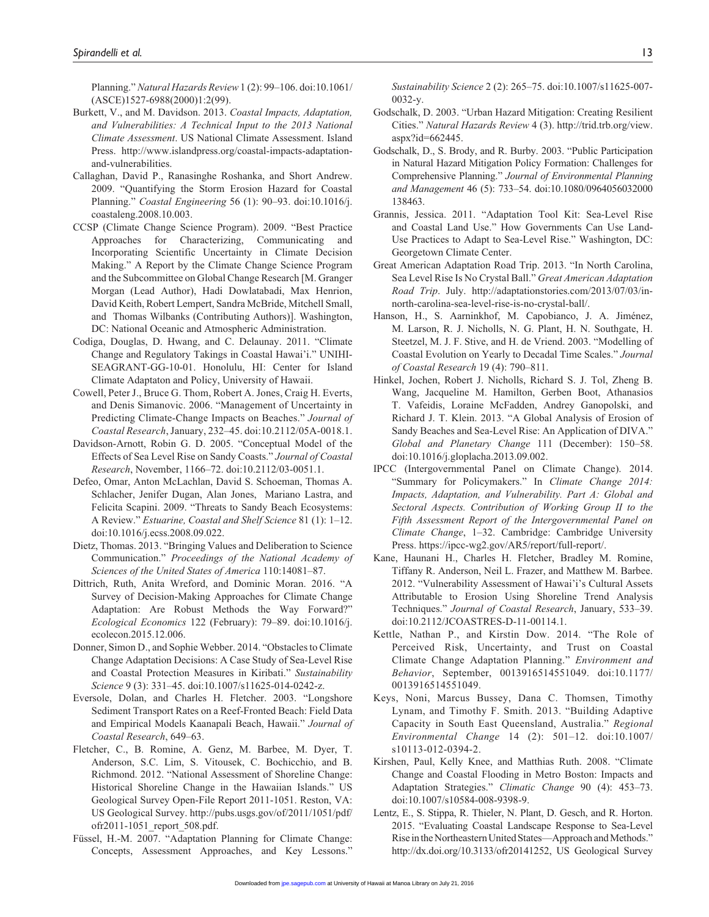Planning." *Natural Hazards Review* 1 (2): 99–106. doi:10.1061/(ASCE)1527-6988(2000)1:2(99).

Burkett, V., and M. Davidson. 2013. *Coastal Impacts, Adaptation, and Vulnerabilities: A Technical Input to the 2013 National Climate Assessment*. US National Climate Assessment. Island Press. http://www.islandpress.org/coastal-impacts-adaptation-and-vulnerabilities.

Callaghan, David P., Ranasinghe Roshanka, and Short Andrew. 2009. "Quantifying the Storm Erosion Hazard for Coastal Planning." *Coastal Engineering* 56 (1): 90–93. doi:10.1016/j.coastaleng.2008.10.003.

CCSP (Climate Change Science Program). 2009. "Best Practice Approaches for Characterizing, Communicating and Incorporating Scientific Uncertainty in Climate Decision Making." A Report by the Climate Change Science Program and the Subcommittee on Global Change Research [M. Granger Morgan (Lead Author), Hadi Dowlatabadi, Max Henrion, David Keith, Robert Lempert, Sandra McBride, Mitchell Small, and Thomas Wilbanks (Contributing Authors)]. Washington, DC: National Oceanic and Atmospheric Administration.

Codiga, Douglas, D. Hwang, and C. Delaunay. 2011. "Climate Change and Regulatory Takings in Coastal Hawai'i." UNIHI-SEAGRANT-GG-10-01. Honolulu, HI: Center for Island Climate Adaptaton and Policy, University of Hawaii.

Cowell, Peter J., Bruce G. Thom, Robert A. Jones, Craig H. Everts, and Denis Simanovic. 2006. "Management of Uncertainty in Predicting Climate-Change Impacts on Beaches." *Journal of Coastal Research*, January, 232–45. doi:10.2112/05A-0018.1.

Davidson-Arnott, Robin G. D. 2005. "Conceptual Model of the Effects of Sea Level Rise on Sandy Coasts." *Journal of Coastal Research*, November, 1166–72. doi:10.2112/03-0051.1.

Defeo, Omar, Anton McLachlan, David S. Schoeman, Thomas A. Schlacher, Jenifer Dugan, Alan Jones, Mariano Lastra, and Felicita Scapini. 2009. "Threats to Sandy Beach Ecosystems: A Review." *Estuarine, Coastal and Shelf Science* 81 (1): 1–12. doi:10.1016/j.ecss.2008.09.022.

Dietz, Thomas. 2013. "Bringing Values and Deliberation to Science Communication." *Proceedings of the National Academy of Sciences of the United States of America* 110:14081–87.

Dittrich, Ruth, Anita Wreford, and Dominic Moran. 2016. "A Survey of Decision-Making Approaches for Climate Change Adaptation: Are Robust Methods the Way Forward?" *Ecological Economics* 122 (February): 79–89. doi:10.1016/j.ecolecon.2015.12.006.

Donner, Simon D., and Sophie Webber. 2014. "Obstacles to Climate Change Adaptation Decisions: A Case Study of Sea-Level Rise and Coastal Protection Measures in Kiribati." *Sustainability Science* 9 (3): 331–45. doi:10.1007/s11625-014-0242-z.

Eversole, Dolan, and Charles H. Fletcher. 2003. "Longshore Sediment Transport Rates on a Reef-Fronted Beach: Field Data and Empirical Models Kaanapali Beach, Hawaii." *Journal of Coastal Research*, 649–63.

Fletcher, C., B. Romine, A. Genz, M. Barbee, M. Dyer, T. Anderson, S.C. Lim, S. Vitousek, C. Bochicchio, and B. Richmond. 2012. "National Assessment of Shoreline Change: Historical Shoreline Change in the Hawaiian Islands." US Geological Survey Open-File Report 2011-1051. Reston, VA: US Geological Survey. http://pubs.usgs.gov/of/2011/1051/pdf/ofr2011-1051_report_508.pdf.

Füssel, H.-M. 2007. "Adaptation Planning for Climate Change: Concepts, Assessment Approaches, and Key Lessons." *Sustainability Science* 2 (2): 265–75. doi:10.1007/s11625-007-0032-y.

Godschalk, D. 2003. "Urban Hazard Mitigation: Creating Resilient Cities." *Natural Hazards Review* 4 (3). http://trid.trb.org/view.aspx?id=662445.

Godschalk, D., S. Brody, and R. Burby. 2003. "Public Participation in Natural Hazard Mitigation Policy Formation: Challenges for Comprehensive Planning." *Journal of Environmental Planning and Management* 46 (5): 733–54. doi:10.1080/0964056032000138463.

Grannis, Jessica. 2011. "Adaptation Tool Kit: Sea-Level Rise and Coastal Land Use." How Governments Can Use Land-Use Practices to Adapt to Sea-Level Rise." Washington, DC: Georgetown Climate Center.

Great American Adaptation Road Trip. 2013. "In North Carolina, Sea Level Rise Is No Crystal Ball." *Great American Adaptation Road Trip*. July. http://adaptationstories.com/2013/07/03/in-north-carolina-sea-level-rise-is-no-crystal-ball/.

Hanson, H., S. Aarninkhof, M. Capobianco, J. A. Jiménez, M. Larson, R. J. Nicholls, N. G. Plant, H. N. Southgate, H. Steetzel, M. J. F. Stive, and H. de Vriend. 2003. "Modelling of Coastal Evolution on Yearly to Decadal Time Scales." *Journal of Coastal Research* 19 (4): 790–811.

Hinkel, Jochen, Robert J. Nicholls, Richard S. J. Tol, Zheng B. Wang, Jacqueline M. Hamilton, Gerben Boot, Athanasios T. Vafeidis, Loraine McFadden, Andrey Ganopolski, and Richard J. T. Klein. 2013. "A Global Analysis of Erosion of Sandy Beaches and Sea-Level Rise: An Application of DIVA." *Global and Planetary Change* 111 (December): 150–58. doi:10.1016/j.gloplacha.2013.09.002.

IPCC (Intergovernmental Panel on Climate Change). 2014. "Summary for Policymakers." In *Climate Change 2014: Impacts, Adaptation, and Vulnerability. Part A: Global and Sectoral Aspects. Contribution of Working Group II to the Fifth Assessment Report of the Intergovernmental Panel on Climate Change*, 1–32. Cambridge: Cambridge University Press. https://ipcc-wg2.gov/AR5/report/full-report/.

Kane, Haunani H., Charles H. Fletcher, Bradley M. Romine, Tiffany R. Anderson, Neil L. Frazer, and Matthew M. Barbee. 2012. "Vulnerability Assessment of Hawai'i's Cultural Assets Attributable to Erosion Using Shoreline Trend Analysis Techniques." *Journal of Coastal Research*, January, 533–39. doi:10.2112/JCOASTRES-D-11-00114.1.

Kettle, Nathan P., and Kirstin Dow. 2014. "The Role of Perceived Risk, Uncertainty, and Trust on Coastal Climate Change Adaptation Planning." *Environment and Behavior*, September, 0013916514551049. doi:10.1177/0013916514551049.

Keys, Noni, Marcus Bussey, Dana C. Thomsen, Timothy Lynam, and Timothy F. Smith. 2013. "Building Adaptive Capacity in South East Queensland, Australia." *Regional Environmental Change* 14 (2): 501–12. doi:10.1007/s10113-012-0394-2.

Kirshen, Paul, Kelly Knee, and Matthias Ruth. 2008. "Climate Change and Coastal Flooding in Metro Boston: Impacts and Adaptation Strategies." *Climatic Change* 90 (4): 453–73. doi:10.1007/s10584-008-9398-9.

Lentz, E., S. Stippa, R. Thieler, N. Plant, D. Gesch, and R. Horton. 2015. "Evaluating Coastal Landscape Response to Sea-Level Rise in the Northeastern United States—Approach and Methods." http://dx.doi.org/10.3133/ofr20141252, US Geological Survey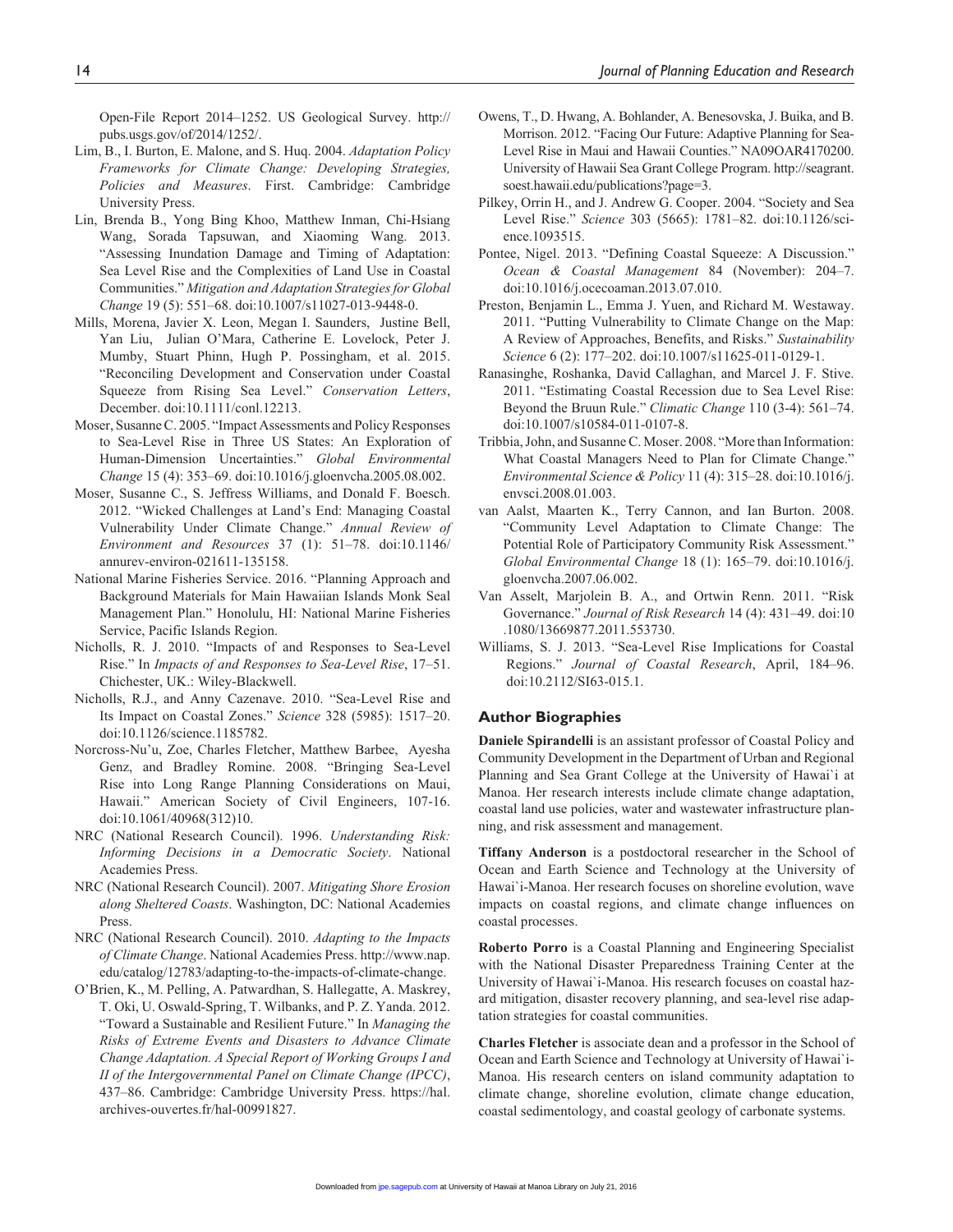Open-File Report 2014–1252. US Geological Survey. http://pubs.usgs.gov/of/2014/1252/.

Lim, B., I. Burton, E. Malone, and S. Huq. 2004. *Adaptation Policy Frameworks for Climate Change: Developing Strategies, Policies and Measures*. First. Cambridge: Cambridge University Press.

Lin, Brenda B., Yong Bing Khoo, Matthew Inman, Chi-Hsiang Wang, Sorada Tapsuwan, and Xiaoming Wang. 2013. "Assessing Inundation Damage and Timing of Adaptation: Sea Level Rise and the Complexities of Land Use in Coastal Communities." *Mitigation and Adaptation Strategies for Global Change* 19 (5): 551–68. doi:10.1007/s11027-013-9448-0.

Mills, Morena, Javier X. Leon, Megan I. Saunders, Justine Bell, Yan Liu, Julian O'Mara, Catherine E. Lovelock, Peter J. Mumby, Stuart Phinn, Hugh P. Possingham, et al. 2015. "Reconciling Development and Conservation under Coastal Squeeze from Rising Sea Level." *Conservation Letters*, December. doi:10.1111/conl.12213.

Moser, Susanne C. 2005. "Impact Assessments and Policy Responses to Sea-Level Rise in Three US States: An Exploration of Human-Dimension Uncertainties." *Global Environmental Change* 15 (4): 353–69. doi:10.1016/j.gloenvcha.2005.08.002.

Moser, Susanne C., S. Jeffress Williams, and Donald F. Boesch. 2012. "Wicked Challenges at Land's End: Managing Coastal Vulnerability Under Climate Change." *Annual Review of Environment and Resources* 37 (1): 51–78. doi:10.1146/annurev-environ-021611-135158.

National Marine Fisheries Service. 2016. "Planning Approach and Background Materials for Main Hawaiian Islands Monk Seal Management Plan." Honolulu, HI: National Marine Fisheries Service, Pacific Islands Region.

Nicholls, R. J. 2010. "Impacts of and Responses to Sea-Level Rise." In *Impacts of and Responses to Sea-Level Rise*, 17–51. Chichester, UK.: Wiley-Blackwell.

Nicholls, R.J., and Anny Cazenave. 2010. "Sea-Level Rise and Its Impact on Coastal Zones." *Science* 328 (5985): 1517–20. doi:10.1126/science.1185782.

Norcross-Nu'u, Zoe, Charles Fletcher, Matthew Barbee, Ayesha Genz, and Bradley Romine. 2008. "Bringing Sea-Level Rise into Long Range Planning Considerations on Maui, Hawaii." American Society of Civil Engineers, 107-16. doi:10.1061/40968(312)10.

NRC (National Research Council). 1996. *Understanding Risk: Informing Decisions in a Democratic Society*. National Academies Press.

NRC (National Research Council). 2007. *Mitigating Shore Erosion along Sheltered Coasts*. Washington, DC: National Academies Press.

NRC (National Research Council). 2010. *Adapting to the Impacts of Climate Change*. National Academies Press. http://www.nap.edu/catalog/12783/adapting-to-the-impacts-of-climate-change.

O'Brien, K., M. Pelling, A. Patwardhan, S. Hallegatte, A. Maskrey, T. Oki, U. Oswald-Spring, T. Wilbanks, and P. Z. Yanda. 2012. "Toward a Sustainable and Resilient Future." In *Managing the Risks of Extreme Events and Disasters to Advance Climate Change Adaptation. A Special Report of Working Groups I and II of the Intergovernmental Panel on Climate Change (IPCC)*, 437–86. Cambridge: Cambridge University Press. https://hal.archives-ouvertes.fr/hal-00991827.

Owens, T., D. Hwang, A. Bohlander, A. Benesovska, J. Buika, and B. Morrison. 2012. "Facing Our Future: Adaptive Planning for Sea-Level Rise in Maui and Hawaii Counties." NA09OAR4170200. University of Hawaii Sea Grant College Program. http://seagrant.soest.hawaii.edu/publications?page=3.

Pilkey, Orrin H., and J. Andrew G. Cooper. 2004. "Society and Sea Level Rise." *Science* 303 (5665): 1781–82. doi:10.1126/science.1093515.

Pontee, Nigel. 2013. "Defining Coastal Squeeze: A Discussion." *Ocean & Coastal Management* 84 (November): 204–7. doi:10.1016/j.ocecoaman.2013.07.010.

Preston, Benjamin L., Emma J. Yuen, and Richard M. Westaway. 2011. "Putting Vulnerability to Climate Change on the Map: A Review of Approaches, Benefits, and Risks." *Sustainability Science* 6 (2): 177–202. doi:10.1007/s11625-011-0129-1.

Ranasinghe, Roshanka, David Callaghan, and Marcel J. F. Stive. 2011. "Estimating Coastal Recession due to Sea Level Rise: Beyond the Bruun Rule." *Climatic Change* 110 (3-4): 561–74. doi:10.1007/s10584-011-0107-8.

Tribbia, John, and Susanne C. Moser. 2008. "More than Information: What Coastal Managers Need to Plan for Climate Change." *Environmental Science & Policy* 11 (4): 315–28. doi:10.1016/j.envsci.2008.01.003.

van Aalst, Maarten K., Terry Cannon, and Ian Burton. 2008. "Community Level Adaptation to Climate Change: The Potential Role of Participatory Community Risk Assessment." *Global Environmental Change* 18 (1): 165–79. doi:10.1016/j.gloenvcha.2007.06.002.

Van Asselt, Marjolein B. A., and Ortwin Renn. 2011. "Risk Governance." *Journal of Risk Research* 14 (4): 431–49. doi:10.1080/13669877.2011.553730.

Williams, S. J. 2013. "Sea-Level Rise Implications for Coastal Regions." *Journal of Coastal Research*, April, 184–96. doi:10.2112/SI63-015.1.

## Author Biographies

**Daniele Spirandelli** is an assistant professor of Coastal Policy and Community Development in the Department of Urban and Regional Planning and Sea Grant College at the University of Hawai`i at Manoa. Her research interests include climate change adaptation, coastal land use policies, water and wastewater infrastructure planning, and risk assessment and management.

**Tiffany Anderson** is a postdoctoral researcher in the School of Ocean and Earth Science and Technology at the University of Hawai`i-Manoa. Her research focuses on shoreline evolution, wave impacts on coastal regions, and climate change influences on coastal processes.

**Roberto Porro** is a Coastal Planning and Engineering Specialist with the National Disaster Preparedness Training Center at the University of Hawai`i-Manoa. His research focuses on coastal hazard mitigation, disaster recovery planning, and sea-level rise adaptation strategies for coastal communities.

**Charles Fletcher** is associate dean and a professor in the School of Ocean and Earth Science and Technology at University of Hawai`i-Manoa. His research centers on island community adaptation to climate change, shoreline evolution, climate change education, coastal sedimentology, and coastal geology of carbonate systems.